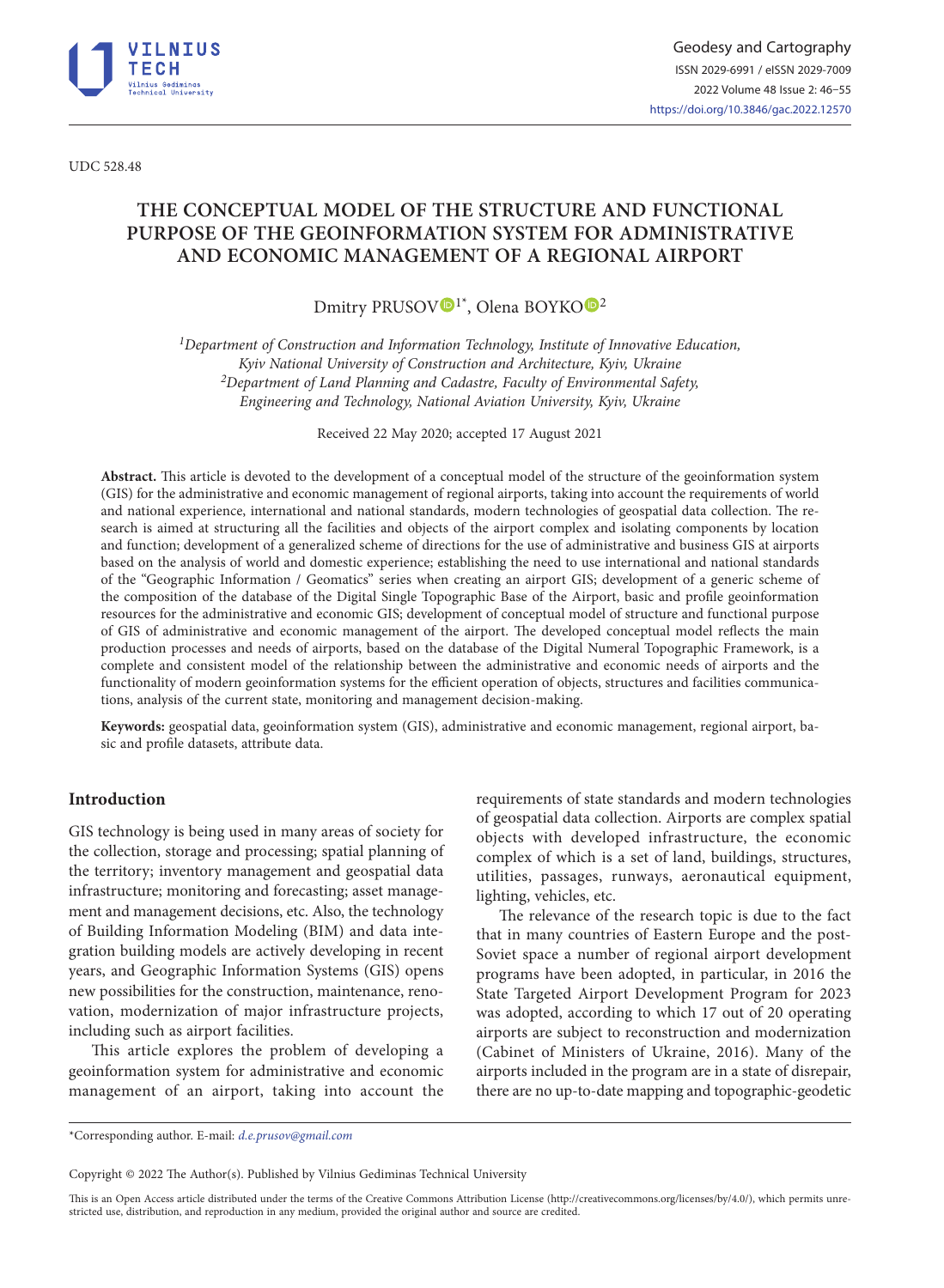UDC 528.48

# THE CONCEPTUAL MODEL OF THE STRUCTURE AND FUNCTIONAL PURPOSE OF THE GEOINFORMATION SYSTEM FOR ADMINISTRATIVE AND ECONOMIC MANAGEMENT OF A REGIONAL AIRPORT

Dmitry PRUSOV[1*], Olena BOYKO[2]

[1]*Department of Construction and Information Technology, Institute of Innovative Education, Kyiv National University of Construction and Architecture, Kyiv, Ukraine*
[2]*Department of Land Planning and Cadastre, Faculty of Environmental Safety, Engineering and Technology, National Aviation University, Kyiv, Ukraine*

Received 22 May 2020; accepted 17 August 2021

**Abstract.** This article is devoted to the development of a conceptual model of the structure of the geoinformation system (GIS) for the administrative and economic management of regional airports, taking into account the requirements of world and national experience, international and national standards, modern technologies of geospatial data collection. The research is aimed at structuring all the facilities and objects of the airport complex and isolating components by location and function; development of a generalized scheme of directions for the use of administrative and business GIS at airports based on the analysis of world and domestic experience; establishing the need to use international and national standards of the "Geographic Information / Geomatics" series when creating an airport GIS; development of a generic scheme of the composition of the database of the Digital Single Topographic Base of the Airport, basic and profile geoinformation resources for the administrative and economic GIS; development of conceptual model of structure and functional purpose of GIS of administrative and economic management of the airport. The developed conceptual model reflects the main production processes and needs of airports, based on the database of the Digital Numeral Topographic Framework, is a complete and consistent model of the relationship between the administrative and economic needs of airports and the functionality of modern geoinformation systems for the efficient operation of objects, structures and facilities communications, analysis of the current state, monitoring and management decision-making.

**Keywords:** geospatial data, geoinformation system (GIS), administrative and economic management, regional airport, basic and profile datasets, attribute data.

## Introduction

GIS technology is being used in many areas of society for the collection, storage and processing; spatial planning of the territory; inventory management and geospatial data infrastructure; monitoring and forecasting; asset management and management decisions, etc. Also, the technology of Building Information Modeling (BIM) and data integration building models are actively developing in recent years, and Geographic Information Systems (GIS) opens new possibilities for the construction, maintenance, renovation, modernization of major infrastructure projects, including such as airport facilities.

This article explores the problem of developing a geoinformation system for administrative and economic management of an airport, taking into account the requirements of state standards and modern technologies of geospatial data collection. Airports are complex spatial objects with developed infrastructure, the economic complex of which is a set of land, buildings, structures, utilities, passages, runways, aeronautical equipment, lighting, vehicles, etc.

The relevance of the research topic is due to the fact that in many countries of Eastern Europe and the post-Soviet space a number of regional airport development programs have been adopted, in particular, in 2016 the State Targeted Airport Development Program for 2023 was adopted, according to which 17 out of 20 operating airports are subject to reconstruction and modernization (Cabinet of Ministers of Ukraine, 2016). Many of the airports included in the program are in a state of disrepair, there are no up-to-date mapping and topographic-geodetic

*Corresponding author. E-mail: *d.e.prusov@gmail.com*

Copyright © 2022 The Author(s). Published by Vilnius Gediminas Technical University

This is an Open Access article distributed under the terms of the Creative Commons Attribution License (http://creativecommons.org/licenses/by/4.0/), which permits unrestricted use, distribution, and reproduction in any medium, provided the original author and source are credited.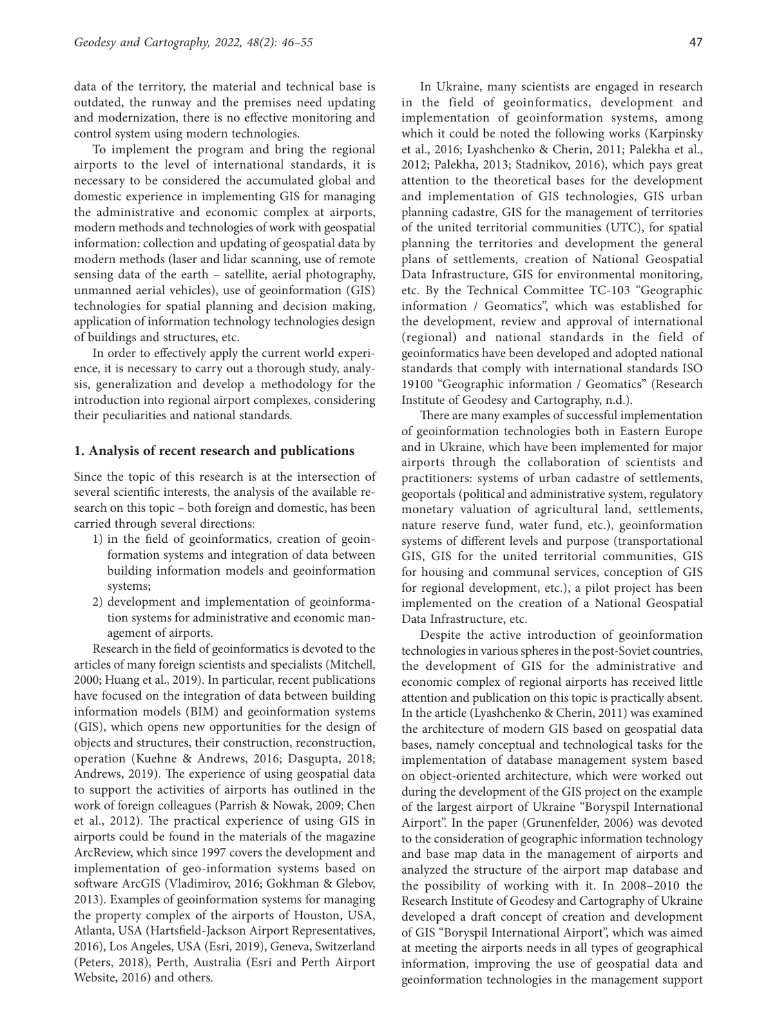data of the territory, the material and technical base is outdated, the runway and the premises need updating and modernization, there is no effective monitoring and control system using modern technologies.

To implement the program and bring the regional airports to the level of international standards, it is necessary to be considered the accumulated global and domestic experience in implementing GIS for managing the administrative and economic complex at airports, modern methods and technologies of work with geospatial information: collection and updating of geospatial data by modern methods (laser and lidar scanning, use of remote sensing data of the earth – satellite, aerial photography, unmanned aerial vehicles), use of geoinformation (GIS) technologies for spatial planning and decision making, application of information technology technologies design of buildings and structures, etc.

In order to effectively apply the current world experience, it is necessary to carry out a thorough study, analysis, generalization and develop a methodology for the introduction into regional airport complexes, considering their peculiarities and national standards.

## 1. Analysis of recent research and publications

Since the topic of this research is at the intersection of several scientific interests, the analysis of the available research on this topic – both foreign and domestic, has been carried through several directions:

1) in the field of geoinformatics, creation of geoinformation systems and integration of data between building information models and geoinformation systems;
2) development and implementation of geoinformation systems for administrative and economic management of airports.

Research in the field of geoinformatics is devoted to the articles of many foreign scientists and specialists (Mitchell, 2000; Huang et al., 2019). In particular, recent publications have focused on the integration of data between building information models (BIM) and geoinformation systems (GIS), which opens new opportunities for the design of objects and structures, their construction, reconstruction, operation (Kuehne & Andrews, 2016; Dasgupta, 2018; Andrews, 2019). The experience of using geospatial data to support the activities of airports has outlined in the work of foreign colleagues (Parrish & Nowak, 2009; Chen et al., 2012). The practical experience of using GIS in airports could be found in the materials of the magazine ArcReview, which since 1997 covers the development and implementation of geo-information systems based on software ArcGIS (Vladimirov, 2016; Gokhman & Glebov, 2013). Examples of geoinformation systems for managing the property complex of the airports of Houston, USA, Atlanta, USA (Hartsfield-Jackson Airport Representatives, 2016), Los Angeles, USA (Esri, 2019), Geneva, Switzerland (Peters, 2018), Perth, Australia (Esri and Perth Airport Website, 2016) and others.

In Ukraine, many scientists are engaged in research in the field of geoinformatics, development and implementation of geoinformation systems, among which it could be noted the following works (Karpinsky et al., 2016; Lyashchenko & Cherin, 2011; Palekha et al., 2012; Palekha, 2013; Stadnikov, 2016), which pays great attention to the theoretical bases for the development and implementation of GIS technologies, GIS urban planning cadastre, GIS for the management of territories of the united territorial communities (UTC), for spatial planning the territories and development the general plans of settlements, creation of National Geospatial Data Infrastructure, GIS for environmental monitoring, etc. By the Technical Committee TC-103 "Geographic information / Geomatics", which was established for the development, review and approval of international (regional) and national standards in the field of geoinformatics have been developed and adopted national standards that comply with international standards ISO 19100 "Geographic information / Geomatics" (Research Institute of Geodesy and Cartography, n.d.).

There are many examples of successful implementation of geoinformation technologies both in Eastern Europe and in Ukraine, which have been implemented for major airports through the collaboration of scientists and practitioners: systems of urban cadastre of settlements, geoportals (political and administrative system, regulatory monetary valuation of agricultural land, settlements, nature reserve fund, water fund, etc.), geoinformation systems of different levels and purpose (transportational GIS, GIS for the united territorial communities, GIS for housing and communal services, conception of GIS for regional development, etc.), a pilot project has been implemented on the creation of a National Geospatial Data Infrastructure, etc.

Despite the active introduction of geoinformation technologies in various spheres in the post-Soviet countries, the development of GIS for the administrative and economic complex of regional airports has received little attention and publication on this topic is practically absent. In the article (Lyashchenko & Cherin, 2011) was examined the architecture of modern GIS based on geospatial data bases, namely conceptual and technological tasks for the implementation of database management system based on object-oriented architecture, which were worked out during the development of the GIS project on the example of the largest airport of Ukraine "Boryspil International Airport". In the paper (Grunenfelder, 2006) was devoted to the consideration of geographic information technology and base map data in the management of airports and analyzed the structure of the airport map database and the possibility of working with it. In 2008–2010 the Research Institute of Geodesy and Cartography of Ukraine developed a draft concept of creation and development of GIS "Boryspil International Airport", which was aimed at meeting the airports needs in all types of geographical information, improving the use of geospatial data and geoinformation technologies in the management support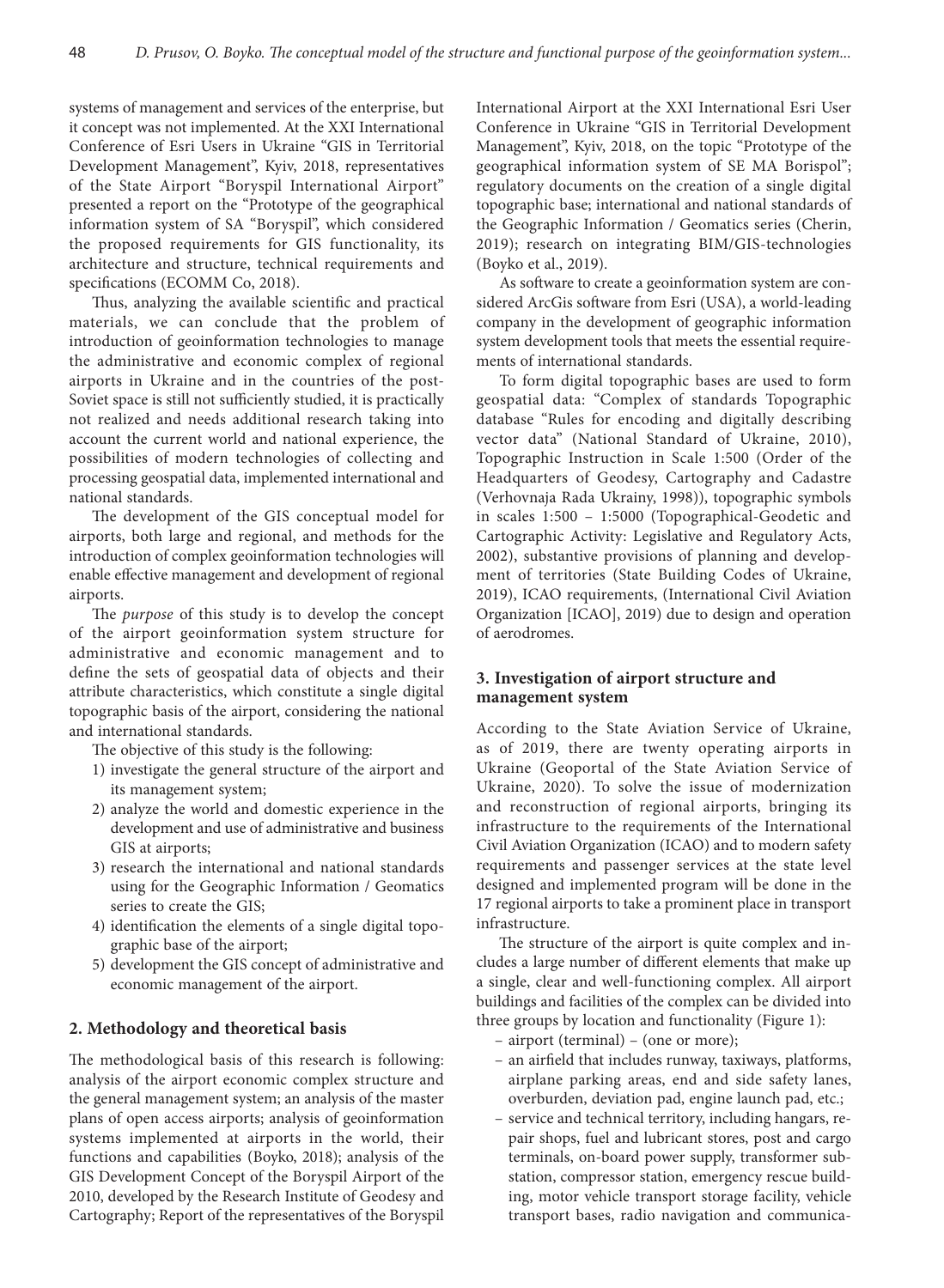systems of management and services of the enterprise, but it concept was not implemented. At the XXI International Conference of Esri Users in Ukraine "GIS in Territorial Development Management", Kyiv, 2018, representatives of the State Airport "Boryspil International Airport" presented a report on the "Prototype of the geographical information system of SA "Boryspil", which considered the proposed requirements for GIS functionality, its architecture and structure, technical requirements and specifications (ECOMM Co, 2018).

Thus, analyzing the available scientific and practical materials, we can conclude that the problem of introduction of geoinformation technologies to manage the administrative and economic complex of regional airports in Ukraine and in the countries of the post-Soviet space is still not sufficiently studied, it is practically not realized and needs additional research taking into account the current world and national experience, the possibilities of modern technologies of collecting and processing geospatial data, implemented international and national standards.

The development of the GIS conceptual model for airports, both large and regional, and methods for the introduction of complex geoinformation technologies will enable effective management and development of regional airports.

The *purpose* of this study is to develop the concept of the airport geoinformation system structure for administrative and economic management and to define the sets of geospatial data of objects and their attribute characteristics, which constitute a single digital topographic basis of the airport, considering the national and international standards.

The objective of this study is the following:

1) investigate the general structure of the airport and its management system;
2) analyze the world and domestic experience in the development and use of administrative and business GIS at airports;
3) research the international and national standards using for the Geographic Information / Geomatics series to create the GIS;
4) identification the elements of a single digital topographic base of the airport;
5) development the GIS concept of administrative and economic management of the airport.

## 2. Methodology and theoretical basis

The methodological basis of this research is following: analysis of the airport economic complex structure and the general management system; an analysis of the master plans of open access airports; analysis of geoinformation systems implemented at airports in the world, their functions and capabilities (Boyko, 2018); analysis of the GIS Development Concept of the Boryspil Airport of the 2010, developed by the Research Institute of Geodesy and Cartography; Report of the representatives of the Boryspil International Airport at the XXI International Esri User Conference in Ukraine "GIS in Territorial Development Management", Kyiv, 2018, on the topic "Prototype of the geographical information system of SE MA Borispol"; regulatory documents on the creation of a single digital topographic base; international and national standards of the Geographic Information / Geomatics series (Cherin, 2019); research on integrating BIM/GIS-technologies (Boyko et al., 2019).

As software to create a geoinformation system are considered ArcGis software from Esri (USA), a world-leading company in the development of geographic information system development tools that meets the essential requirements of international standards.

To form digital topographic bases are used to form geospatial data: "Complex of standards Topographic database "Rules for encoding and digitally describing vector data" (National Standard of Ukraine, 2010), Topographic Instruction in Scale 1:500 (Order of the Headquarters of Geodesy, Cartography and Cadastre (Verhovnaja Rada Ukrainy, 1998)), topographic symbols in scales 1:500 – 1:5000 (Topographical-Geodetic and Cartographic Activity: Legislative and Regulatory Acts, 2002), substantive provisions of planning and development of territories (State Building Codes of Ukraine, 2019), ICAO requirements, (International Civil Aviation Organization [ICAO], 2019) due to design and operation of aerodromes.

## 3. Investigation of airport structure and management system

According to the State Aviation Service of Ukraine, as of 2019, there are twenty operating airports in Ukraine (Geoportal of the State Aviation Service of Ukraine, 2020). To solve the issue of modernization and reconstruction of regional airports, bringing its infrastructure to the requirements of the International Civil Aviation Organization (ICAO) and to modern safety requirements and passenger services at the state level designed and implemented program will be done in the 17 regional airports to take a prominent place in transport infrastructure.

The structure of the airport is quite complex and includes a large number of different elements that make up a single, clear and well-functioning complex. All airport buildings and facilities of the complex can be divided into three groups by location and functionality (Figure 1):

- airport (terminal) – (one or more);
- an airfield that includes runway, taxiways, platforms, airplane parking areas, end and side safety lanes, overburden, deviation pad, engine launch pad, etc.;
- service and technical territory, including hangars, repair shops, fuel and lubricant stores, post and cargo terminals, on-board power supply, transformer substation, compressor station, emergency rescue building, motor vehicle transport storage facility, vehicle transport bases, radio navigation and communica-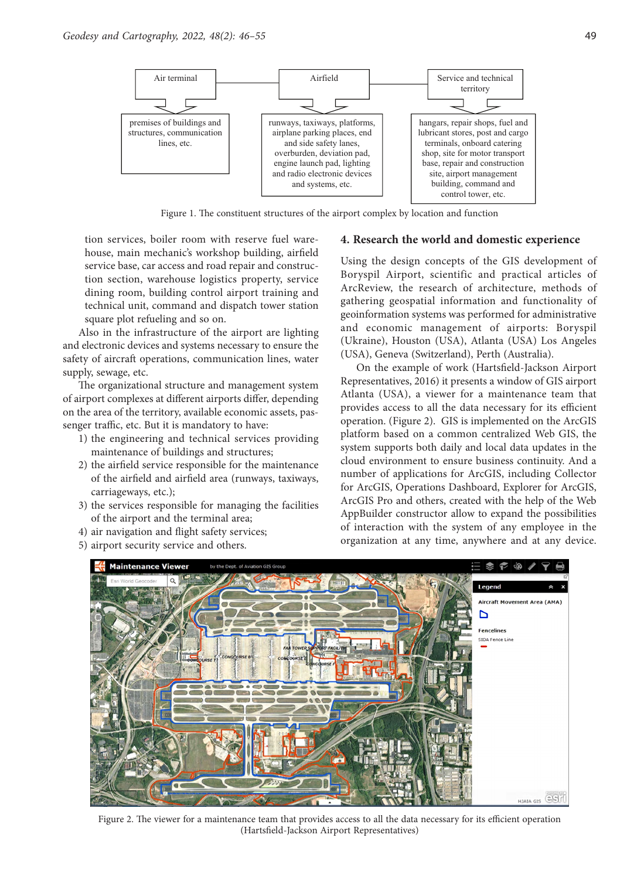| Air terminal | Airfield | Service and technical territory |
|---|---|---|
| premises of buildings and structures, communication lines, etc. | runways, taxiways, platforms, airplane parking places, end and side safety lanes, overburden, deviation pad, engine launch pad, lighting and radio electronic devices and systems, etc. | hangars, repair shops, fuel and lubricant stores, post and cargo terminals, onboard catering shop, site for motor transport base, repair and construction site, airport management building, command and control tower, etc. |

Figure 1. The constituent structures of the airport complex by location and function

tion services, boiler room with reserve fuel warehouse, main mechanic's workshop building, airfield service base, car access and road repair and construction section, warehouse logistics property, service dining room, building control airport training and technical unit, command and dispatch tower station square plot refueling and so on.

Also in the infrastructure of the airport are lighting and electronic devices and systems necessary to ensure the safety of aircraft operations, communication lines, water supply, sewage, etc.

The organizational structure and management system of airport complexes at different airports differ, depending on the area of the territory, available economic assets, passenger traffic, etc. But it is mandatory to have:

1) the engineering and technical services providing maintenance of buildings and structures;
2) the airfield service responsible for the maintenance of the airfield and airfield area (runways, taxiways, carriageways, etc.);
3) the services responsible for managing the facilities of the airport and the terminal area;
4) air navigation and flight safety services;
5) airport security service and others.

## 4. Research the world and domestic experience

Using the design concepts of the GIS development of Boryspil Airport, scientific and practical articles of ArcReview, the research of architecture, methods of gathering geospatial information and functionality of geoinformation systems was performed for administrative and economic management of airports: Boryspil (Ukraine), Houston (USA), Atlanta (USA) Los Angeles (USA), Geneva (Switzerland), Perth (Australia).

On the example of work (Hartsfield-Jackson Airport Representatives, 2016) it presents a window of GIS airport Atlanta (USA), a viewer for a maintenance team that provides access to all the data necessary for its efficient operation. (Figure 2). GIS is implemented on the ArcGIS platform based on a common centralized Web GIS, the system supports both daily and local data updates in the cloud environment to ensure business continuity. And a number of applications for ArcGIS, including Collector for ArcGIS, Operations Dashboard, Explorer for ArcGIS, ArcGIS Pro and others, created with the help of the Web AppBuilder constructor allow to expand the possibilities of interaction with the system of any employee in the organization at any time, anywhere and at any device.

Figure 2. The viewer for a maintenance team that provides access to all the data necessary for its efficient operation (Hartsfield-Jackson Airport Representatives)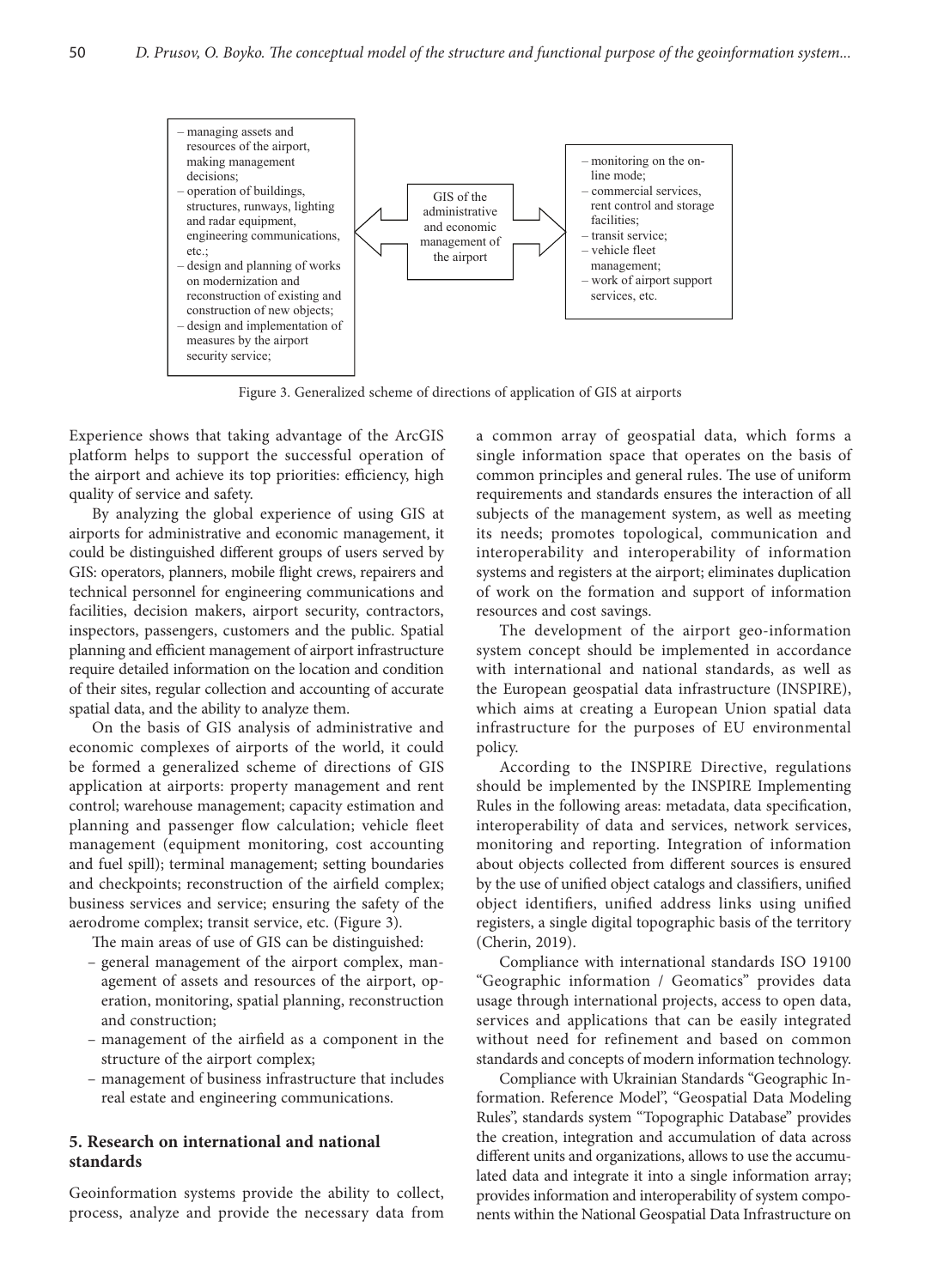– managing assets and resources of the airport, making management decisions;
– operation of buildings, structures, runways, lighting and radar equipment, engineering communications, etc.;
– design and planning of works on modernization and reconstruction of existing and construction of new objects;
– design and implementation of measures by the airport security service;

GIS of the administrative and economic management of the airport

– monitoring on the on-line mode;
– commercial services, rent control and storage facilities;
– transit service;
– vehicle fleet management;
– work of airport support services, etc.

Figure 3. Generalized scheme of directions of application of GIS at airports

Experience shows that taking advantage of the ArcGIS platform helps to support the successful operation of the airport and achieve its top priorities: efficiency, high quality of service and safety.

By analyzing the global experience of using GIS at airports for administrative and economic management, it could be distinguished different groups of users served by GIS: operators, planners, mobile flight crews, repairers and technical personnel for engineering communications and facilities, decision makers, airport security, contractors, inspectors, passengers, customers and the public. Spatial planning and efficient management of airport infrastructure require detailed information on the location and condition of their sites, regular collection and accounting of accurate spatial data, and the ability to analyze them.

On the basis of GIS analysis of administrative and economic complexes of airports of the world, it could be formed a generalized scheme of directions of GIS application at airports: property management and rent control; warehouse management; capacity estimation and planning and passenger flow calculation; vehicle fleet management (equipment monitoring, cost accounting and fuel spill); terminal management; setting boundaries and checkpoints; reconstruction of the airfield complex; business services and service; ensuring the safety of the aerodrome complex; transit service, etc. (Figure 3).

The main areas of use of GIS can be distinguished:

- general management of the airport complex, management of assets and resources of the airport, operation, monitoring, spatial planning, reconstruction and construction;
- management of the airfield as a component in the structure of the airport complex;
- management of business infrastructure that includes real estate and engineering communications.

## 5. Research on international and national standards

Geoinformation systems provide the ability to collect, process, analyze and provide the necessary data from a common array of geospatial data, which forms a single information space that operates on the basis of common principles and general rules. The use of uniform requirements and standards ensures the interaction of all subjects of the management system, as well as meeting its needs; promotes topological, communication and interoperability and interoperability of information systems and registers at the airport; eliminates duplication of work on the formation and support of information resources and cost savings.

The development of the airport geo-information system concept should be implemented in accordance with international and national standards, as well as the European geospatial data infrastructure (INSPIRE), which aims at creating a European Union spatial data infrastructure for the purposes of EU environmental policy.

According to the INSPIRE Directive, regulations should be implemented by the INSPIRE Implementing Rules in the following areas: metadata, data specification, interoperability of data and services, network services, monitoring and reporting. Integration of information about objects collected from different sources is ensured by the use of unified object catalogs and classifiers, unified object identifiers, unified address links using unified registers, a single digital topographic basis of the territory (Cherin, 2019).

Compliance with international standards ISO 19100 "Geographic information / Geomatics" provides data usage through international projects, access to open data, services and applications that can be easily integrated without need for refinement and based on common standards and concepts of modern information technology.

Compliance with Ukrainian Standards "Geographic Information. Reference Model", "Geospatial Data Modeling Rules", standards system "Topographic Database" provides the creation, integration and accumulation of data across different units and organizations, allows to use the accumulated data and integrate it into a single information array; provides information and interoperability of system components within the National Geospatial Data Infrastructure on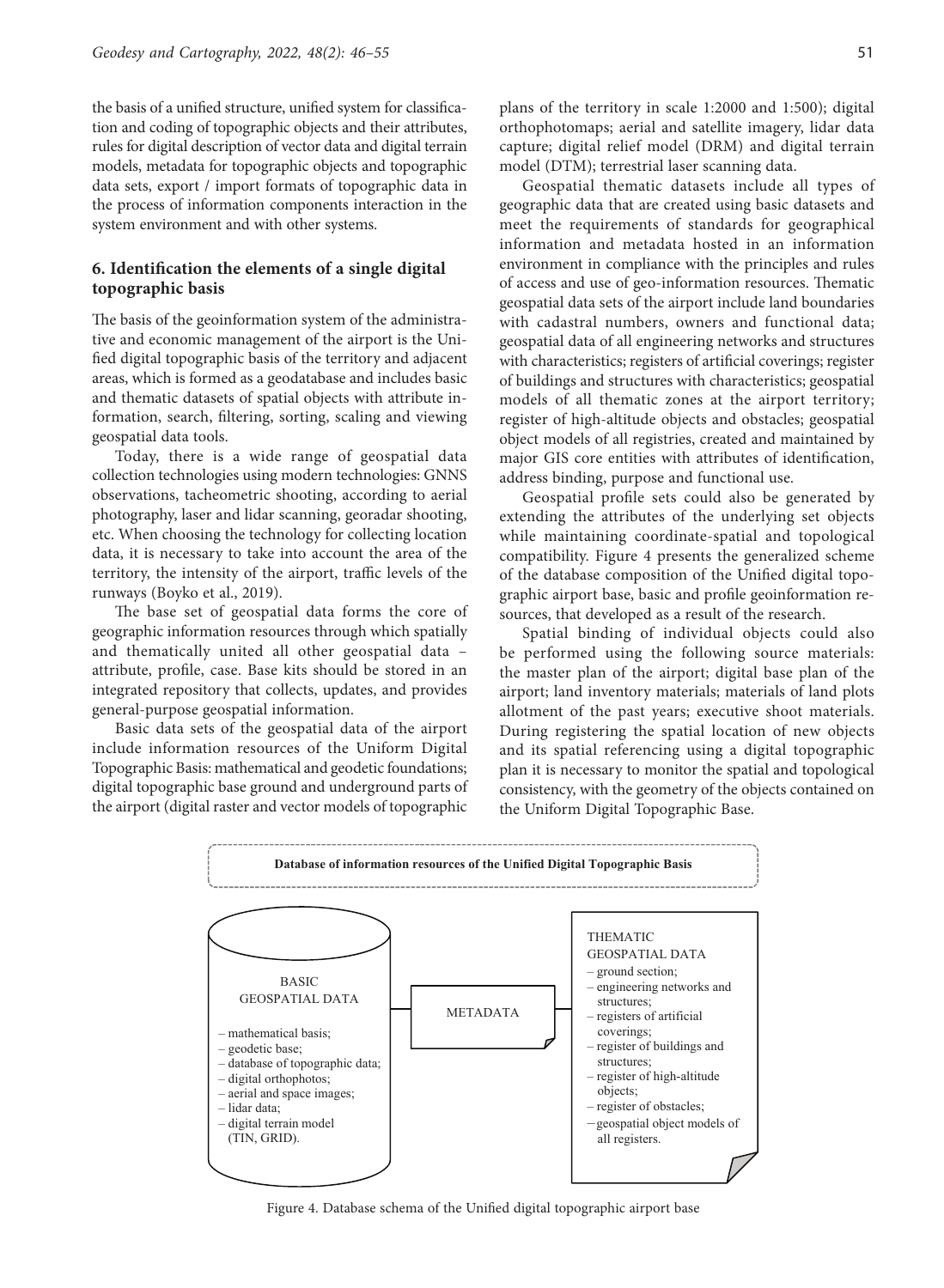the basis of a unified structure, unified system for classification and coding of topographic objects and their attributes, rules for digital description of vector data and digital terrain models, metadata for topographic objects and topographic data sets, export / import formats of topographic data in the process of information components interaction in the system environment and with other systems.

## 6. Identification the elements of a single digital topographic basis

The basis of the geoinformation system of the administrative and economic management of the airport is the Unified digital topographic basis of the territory and adjacent areas, which is formed as a geodatabase and includes basic and thematic datasets of spatial objects with attribute information, search, filtering, sorting, scaling and viewing geospatial data tools.

Today, there is a wide range of geospatial data collection technologies using modern technologies: GNNS observations, tacheometric shooting, according to aerial photography, laser and lidar scanning, georadar shooting, etc. When choosing the technology for collecting location data, it is necessary to take into account the area of the territory, the intensity of the airport, traffic levels of the runways (Boyko et al., 2019).

The base set of geospatial data forms the core of geographic information resources through which spatially and thematically united all other geospatial data – attribute, profile, case. Base kits should be stored in an integrated repository that collects, updates, and provides general-purpose geospatial information.

Basic data sets of the geospatial data of the airport include information resources of the Uniform Digital Topographic Basis: mathematical and geodetic foundations; digital topographic base ground and underground parts of the airport (digital raster and vector models of topographic plans of the territory in scale 1:2000 and 1:500); digital orthophotomaps; aerial and satellite imagery, lidar data capture; digital relief model (DRM) and digital terrain model (DTM); terrestrial laser scanning data.

Geospatial thematic datasets include all types of geographic data that are created using basic datasets and meet the requirements of standards for geographical information and metadata hosted in an information environment in compliance with the principles and rules of access and use of geo-information resources. Thematic geospatial data sets of the airport include land boundaries with cadastral numbers, owners and functional data; geospatial data of all engineering networks and structures with characteristics; registers of artificial coverings; register of buildings and structures with characteristics; geospatial models of all thematic zones at the airport territory; register of high-altitude objects and obstacles; geospatial object models of all registries, created and maintained by major GIS core entities with attributes of identification, address binding, purpose and functional use.

Geospatial profile sets could also be generated by extending the attributes of the underlying set objects while maintaining coordinate-spatial and topological compatibility. Figure 4 presents the generalized scheme of the database composition of the Unified digital topographic airport base, basic and profile geoinformation resources, that developed as a result of the research.

Spatial binding of individual objects could also be performed using the following source materials: the master plan of the airport; digital base plan of the airport; land inventory materials; materials of land plots allotment of the past years; executive shoot materials. During registering the spatial location of new objects and its spatial referencing using a digital topographic plan it is necessary to monitor the spatial and topological consistency, with the geometry of the objects contained on the Uniform Digital Topographic Base.

**Database of information resources of the Unified Digital Topographic Basis**

BASIC GEOSPATIAL DATA

- mathematical basis;
- geodetic base;
- database of topographic data;
- digital orthophotos;
- aerial and space images;
- lidar data;
- digital terrain model (TIN, GRID).

METADATA

THEMATIC GEOSPATIAL DATA

- ground section;
- engineering networks and structures;
- registers of artificial coverings;
- register of buildings and structures;
- register of high-altitude objects;
- register of obstacles;
- geospatial object models of all registers.

Figure 4. Database schema of the Unified digital topographic airport base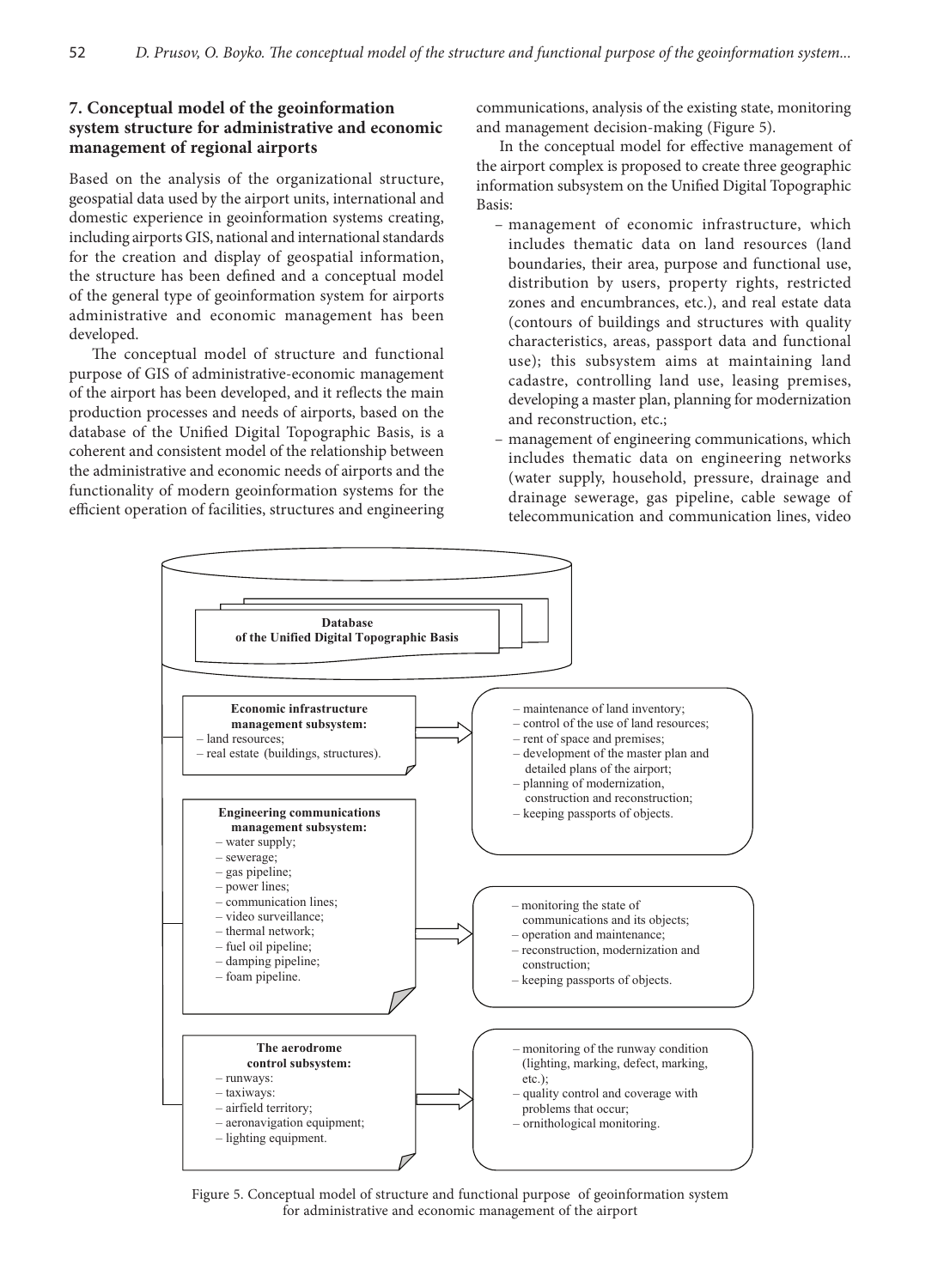## 7. Conceptual model of the geoinformation system structure for administrative and economic management of regional airports

Based on the analysis of the organizational structure, geospatial data used by the airport units, international and domestic experience in geoinformation systems creating, including airports GIS, national and international standards for the creation and display of geospatial information, the structure has been defined and a conceptual model of the general type of geoinformation system for airports administrative and economic management has been developed.

The conceptual model of structure and functional purpose of GIS of administrative-economic management of the airport has been developed, and it reflects the main production processes and needs of airports, based on the database of the Unified Digital Topographic Basis, is a coherent and consistent model of the relationship between the administrative and economic needs of airports and the functionality of modern geoinformation systems for the efficient operation of facilities, structures and engineering communications, analysis of the existing state, monitoring and management decision-making (Figure 5).

In the conceptual model for effective management of the airport complex is proposed to create three geographic information subsystem on the Unified Digital Topographic Basis:

- management of economic infrastructure, which includes thematic data on land resources (land boundaries, their area, purpose and functional use, distribution by users, property rights, restricted zones and encumbrances, etc.), and real estate data (contours of buildings and structures with quality characteristics, areas, passport data and functional use); this subsystem aims at maintaining land cadastre, controlling land use, leasing premises, developing a master plan, planning for modernization and reconstruction, etc.;
- management of engineering communications, which includes thematic data on engineering networks (water supply, household, pressure, drainage and drainage sewerage, gas pipeline, cable sewage of telecommunication and communication lines, video

**Database of the Unified Digital Topographic Basis**

**Economic infrastructure management subsystem:**
- land resources;
- real estate (buildings, structures).

→
- maintenance of land inventory;
- control of the use of land resources;
- rent of space and premises;
- development of the master plan and detailed plans of the airport;
- planning of modernization, construction and reconstruction;
- keeping passports of objects.

**Engineering communications management subsystem:**
- water supply;
- sewerage;
- gas pipeline;
- power lines;
- communication lines;
- video surveillance;
- thermal network;
- fuel oil pipeline;
- damping pipeline;
- foam pipeline.

→
- monitoring the state of communications and its objects;
- operation and maintenance;
- reconstruction, modernization and construction;
- keeping passports of objects.

**The aerodrome control subsystem:**
- runways:
- taxiways:
- airfield territory;
- aeronavigation equipment;
- lighting equipment.

→
- monitoring of the runway condition (lighting, marking, defect, marking, etc.);
- quality control and coverage with problems that occur;
- ornithological monitoring.

Figure 5. Conceptual model of structure and functional purpose of geoinformation system for administrative and economic management of the airport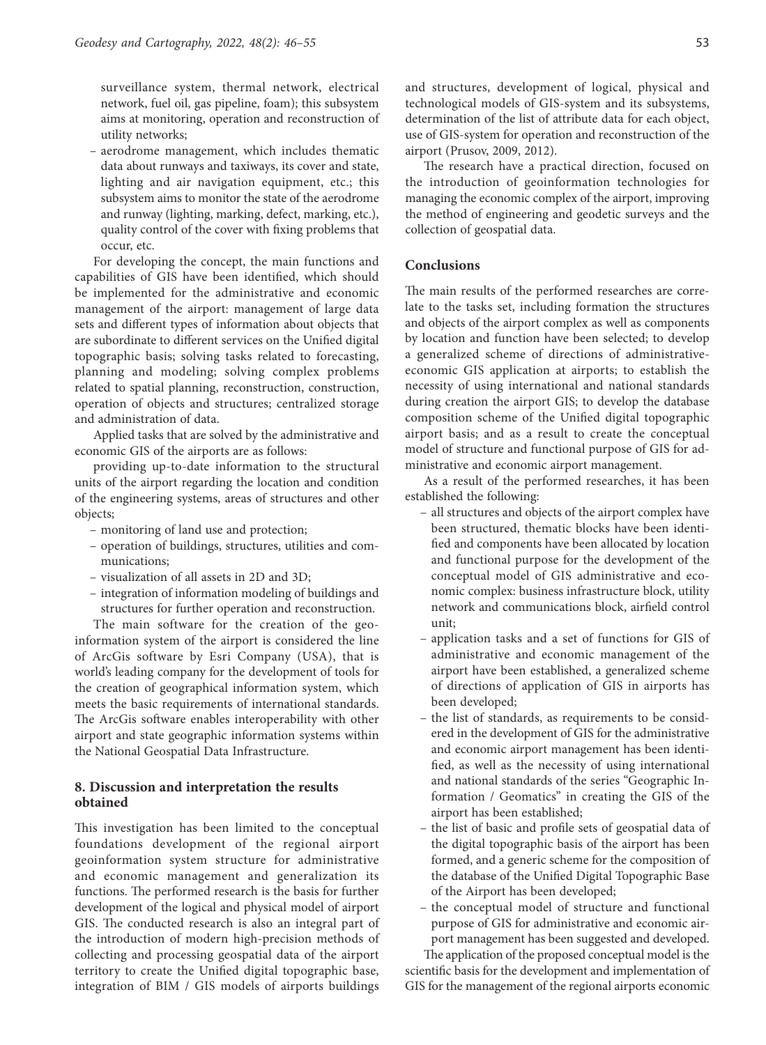surveillance system, thermal network, electrical network, fuel oil, gas pipeline, foam); this subsystem aims at monitoring, operation and reconstruction of utility networks;

- aerodrome management, which includes thematic data about runways and taxiways, its cover and state, lighting and air navigation equipment, etc.; this subsystem aims to monitor the state of the aerodrome and runway (lighting, marking, defect, marking, etc.), quality control of the cover with fixing problems that occur, etc.

For developing the concept, the main functions and capabilities of GIS have been identified, which should be implemented for the administrative and economic management of the airport: management of large data sets and different types of information about objects that are subordinate to different services on the Unified digital topographic basis; solving tasks related to forecasting, planning and modeling; solving complex problems related to spatial planning, reconstruction, construction, operation of objects and structures; centralized storage and administration of data.

Applied tasks that are solved by the administrative and economic GIS of the airports are as follows:

providing up-to-date information to the structural units of the airport regarding the location and condition of the engineering systems, areas of structures and other objects;

- monitoring of land use and protection;
- operation of buildings, structures, utilities and communications;
- visualization of all assets in 2D and 3D;
- integration of information modeling of buildings and structures for further operation and reconstruction.

The main software for the creation of the geoinformation system of the airport is considered the line of ArcGis software by Esri Company (USA), that is world's leading company for the development of tools for the creation of geographical information system, which meets the basic requirements of international standards. The ArcGis software enables interoperability with other airport and state geographic information systems within the National Geospatial Data Infrastructure.

## 8. Discussion and interpretation the results obtained

This investigation has been limited to the conceptual foundations development of the regional airport geoinformation system structure for administrative and economic management and generalization its functions. The performed research is the basis for further development of the logical and physical model of airport GIS. The conducted research is also an integral part of the introduction of modern high-precision methods of collecting and processing geospatial data of the airport territory to create the Unified digital topographic base, integration of BIM / GIS models of airports buildings and structures, development of logical, physical and technological models of GIS-system and its subsystems, determination of the list of attribute data for each object, use of GIS-system for operation and reconstruction of the airport (Prusov, 2009, 2012).

The research have a practical direction, focused on the introduction of geoinformation technologies for managing the economic complex of the airport, improving the method of engineering and geodetic surveys and the collection of geospatial data.

## Conclusions

The main results of the performed researches are correlate to the tasks set, including formation the structures and objects of the airport complex as well as components by location and function have been selected; to develop a generalized scheme of directions of administrative-economic GIS application at airports; to establish the necessity of using international and national standards during creation the airport GIS; to develop the database composition scheme of the Unified digital topographic airport basis; and as a result to create the conceptual model of structure and functional purpose of GIS for administrative and economic airport management.

As a result of the performed researches, it has been established the following:

- all structures and objects of the airport complex have been structured, thematic blocks have been identified and components have been allocated by location and functional purpose for the development of the conceptual model of GIS administrative and economic complex: business infrastructure block, utility network and communications block, airfield control unit;
- application tasks and a set of functions for GIS of administrative and economic management of the airport have been established, a generalized scheme of directions of application of GIS in airports has been developed;
- the list of standards, as requirements to be considered in the development of GIS for the administrative and economic airport management has been identified, as well as the necessity of using international and national standards of the series "Geographic Information / Geomatics" in creating the GIS of the airport has been established;
- the list of basic and profile sets of geospatial data of the digital topographic basis of the airport has been formed, and a generic scheme for the composition of the database of the Unified Digital Topographic Base of the Airport has been developed;
- the conceptual model of structure and functional purpose of GIS for administrative and economic airport management has been suggested and developed.

The application of the proposed conceptual model is the scientific basis for the development and implementation of GIS for the management of the regional airports economic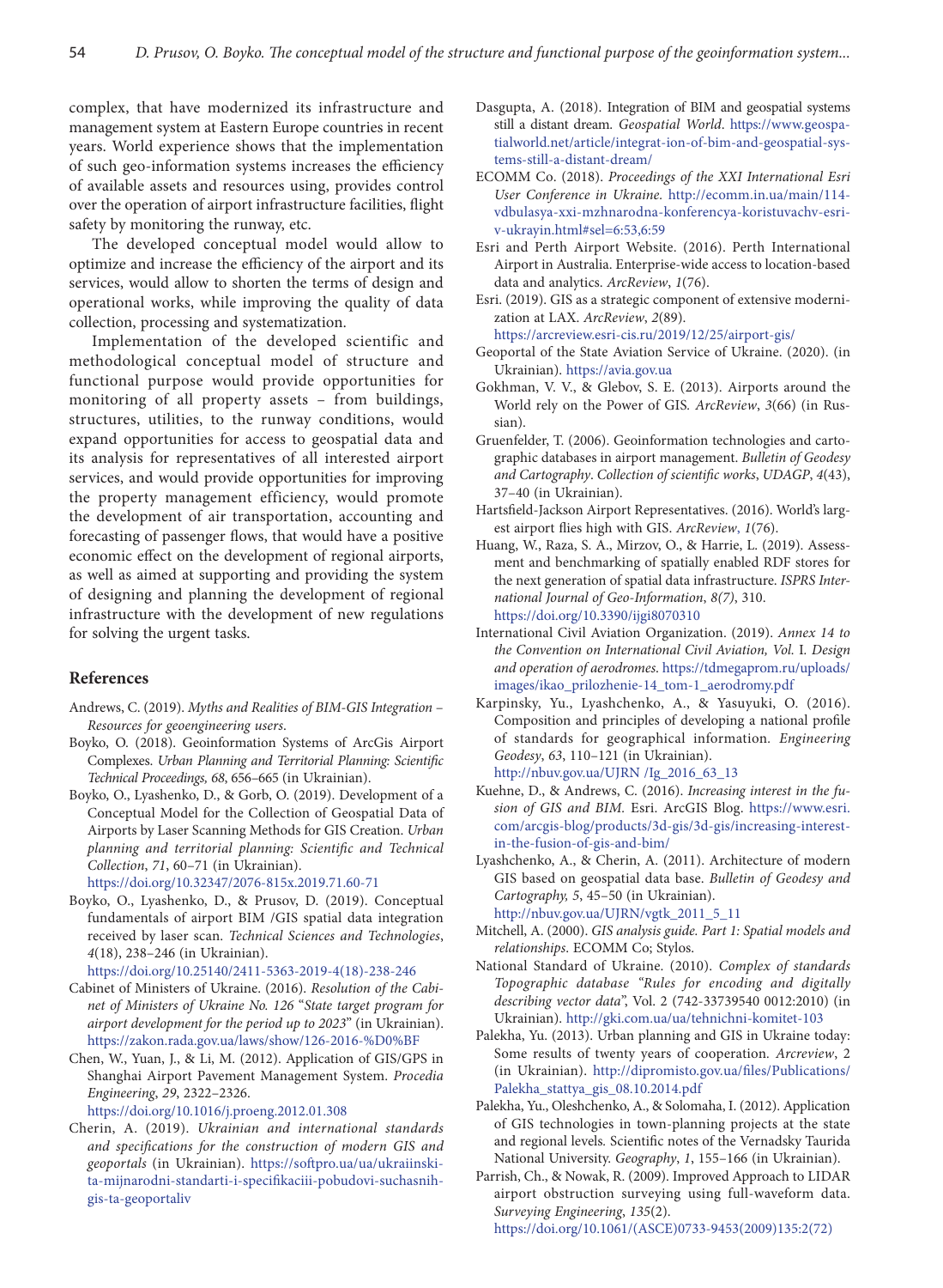complex, that have modernized its infrastructure and management system at Eastern Europe countries in recent years. World experience shows that the implementation of such geo-information systems increases the efficiency of available assets and resources using, provides control over the operation of airport infrastructure facilities, flight safety by monitoring the runway, etc.

The developed conceptual model would allow to optimize and increase the efficiency of the airport and its services, would allow to shorten the terms of design and operational works, while improving the quality of data collection, processing and systematization.

Implementation of the developed scientific and methodological conceptual model of structure and functional purpose would provide opportunities for monitoring of all property assets – from buildings, structures, utilities, to the runway conditions, would expand opportunities for access to geospatial data and its analysis for representatives of all interested airport services, and would provide opportunities for improving the property management efficiency, would promote the development of air transportation, accounting and forecasting of passenger flows, that would have a positive economic effect on the development of regional airports, as well as aimed at supporting and providing the system of designing and planning the development of regional infrastructure with the development of new regulations for solving the urgent tasks.

## References

Andrews, C. (2019). *Myths and Realities of BIM-GIS Integration – Resources for geoengineering users*.

Boyko, O. (2018). Geoinformation Systems of ArcGis Airport Complexes. *Urban Planning and Territorial Planning: Scientific Technical Proceedings, 68*, 656–665 (in Ukrainian).

Boyko, O., Lyashenko, D., & Gorb, O. (2019). Development of a Conceptual Model for the Collection of Geospatial Data of Airports by Laser Scanning Methods for GIS Creation. *Urban planning and territorial planning: Scientific and Technical Collection*, *71*, 60–71 (in Ukrainian). https://doi.org/10.32347/2076-815x.2019.71.60-71

Boyko, O., Lyashenko, D., & Prusov, D. (2019). Conceptual fundamentals of airport BIM /GIS spatial data integration received by laser scan. *Technical Sciences and Technologies*, *4*(18), 238–246 (in Ukrainian). https://doi.org/10.25140/2411-5363-2019-4(18)-238-246

Cabinet of Ministers of Ukraine. (2016). *Resolution of the Cabinet of Ministers of Ukraine No. 126 "State target program for airport development for the period up to 2023"* (in Ukrainian). https://zakon.rada.gov.ua/laws/show/126-2016-%D0%BF

Chen, W., Yuan, J., & Li, M. (2012). Application of GIS/GPS in Shanghai Airport Pavement Management System. *Procedia Engineering*, *29*, 2322–2326. https://doi.org/10.1016/j.proeng.2012.01.308

Cherin, A. (2019). *Ukrainian and international standards and specifications for the construction of modern GIS and geoportals* (in Ukrainian). https://softpro.ua/ua/ukrainski-ta-mijnarodni-standarti-i-specifikaciii-pobudovi-suchasnih-gis-ta-geoportaliv

Dasgupta, A. (2018). Integration of BIM and geospatial systems still a distant dream. *Geospatial World*. https://www.geospatialworld.net/article/integrat-ion-of-bim-and-geospatial-systems-still-a-distant-dream/

ECOMM Co. (2018). *Proceedings of the XXI International Esri User Conference in Ukraine.* http://ecomm.in.ua/main/114-vdbulasya-xxi-mzhnarodna-konferencya-koristuvachv-esri-v-ukrayin.html#sel=6:53,6:59

Esri and Perth Airport Website. (2016). Perth International Airport in Australia. Enterprise-wide access to location-based data and analytics. *ArcReview*, *1*(76).

Esri. (2019). GIS as a strategic component of extensive modernization at LAX. *ArcReview*, *2*(89). https://arcreview.esri-cis.ru/2019/12/25/airport-gis/

Geoportal of the State Aviation Service of Ukraine. (2020). (in Ukrainian). https://avia.gov.ua

Gokhman, V. V., & Glebov, S. E. (2013). Airports around the World rely on the Power of GIS. *ArcReview*, *3*(66) (in Russian).

Gruenfelder, T. (2006). Geoinformation technologies and cartographic databases in airport management. *Bulletin of Geodesy and Cartography*. *Collection of scientific works*, *UDAGP*, *4*(43), 37–40 (in Ukrainian).

Hartsfield-Jackson Airport Representatives. (2016). World's largest airport flies high with GIS. *ArcReview*, *1*(76).

Huang, W., Raza, S. A., Mirzov, O., & Harrie, L. (2019). Assessment and benchmarking of spatially enabled RDF stores for the next generation of spatial data infrastructure. *ISPRS International Journal of Geo-Information*, *8(7)*, 310. https://doi.org/10.3390/ijgi8070310

International Civil Aviation Organization. (2019). *Annex 14 to the Convention on International Civil Aviation, Vol.* I. *Design and operation of aerodromes*. https://tdmegaprom.ru/uploads/images/ikao_prilozhenie-14_tom-1_aerodromy.pdf

Karpinsky, Yu., Lyashchenko, A., & Yasuyuki, O. (2016). Composition and principles of developing a national profile of standards for geographical information. *Engineering Geodesy*, *63*, 110–121 (in Ukrainian). http://nbuv.gov.ua/UJRN /Ig_2016_63_13

Kuehne, D., & Andrews, C. (2016). *Increasing interest in the fusion of GIS and BIM.* Esri. ArcGIS Blog. https://www.esri.com/arcgis-blog/products/3d-gis/3d-gis/increasing-interest-in-the-fusion-of-gis-and-bim/

Lyashchenko, A., & Cherin, A. (2011). Architecture of modern GIS based on geospatial data base. *Bulletin of Geodesy and Cartography*, *5*, 45–50 (in Ukrainian). http://nbuv.gov.ua/UJRN/vgtk_2011_5_11

Mitchell, A. (2000). *GIS analysis guide. Part 1: Spatial models and relationships*. ECOMM Co; Stylos.

National Standard of Ukraine. (2010). *Complex of standards Topographic database "Rules for encoding and digitally describing vector data"*, Vol. 2 (742-33739540 0012:2010) (in Ukrainian). http://gki.com.ua/ua/tehnichni-komitet-103

Palekha, Yu. (2013). Urban planning and GIS in Ukraine today: Some results of twenty years of cooperation. *Arcreview*, 2 (in Ukrainian). http://dipromisto.gov.ua/files/Publications/Palekha_stattya_gis_08.10.2014.pdf

Palekha, Yu., Oleshchenko, A., & Solomaha, I. (2012). Application of GIS technologies in town-planning projects at the state and regional levels. Scientific notes of the Vernadsky Taurida National University. *Geography*, *1*, 155–166 (in Ukrainian).

Parrish, Ch., & Nowak, R. (2009). Improved Approach to LIDAR airport obstruction surveying using full-waveform data. *Surveying Engineering*, *135*(2). https://doi.org/10.1061/(ASCE)0733-9453(2009)135:2(72)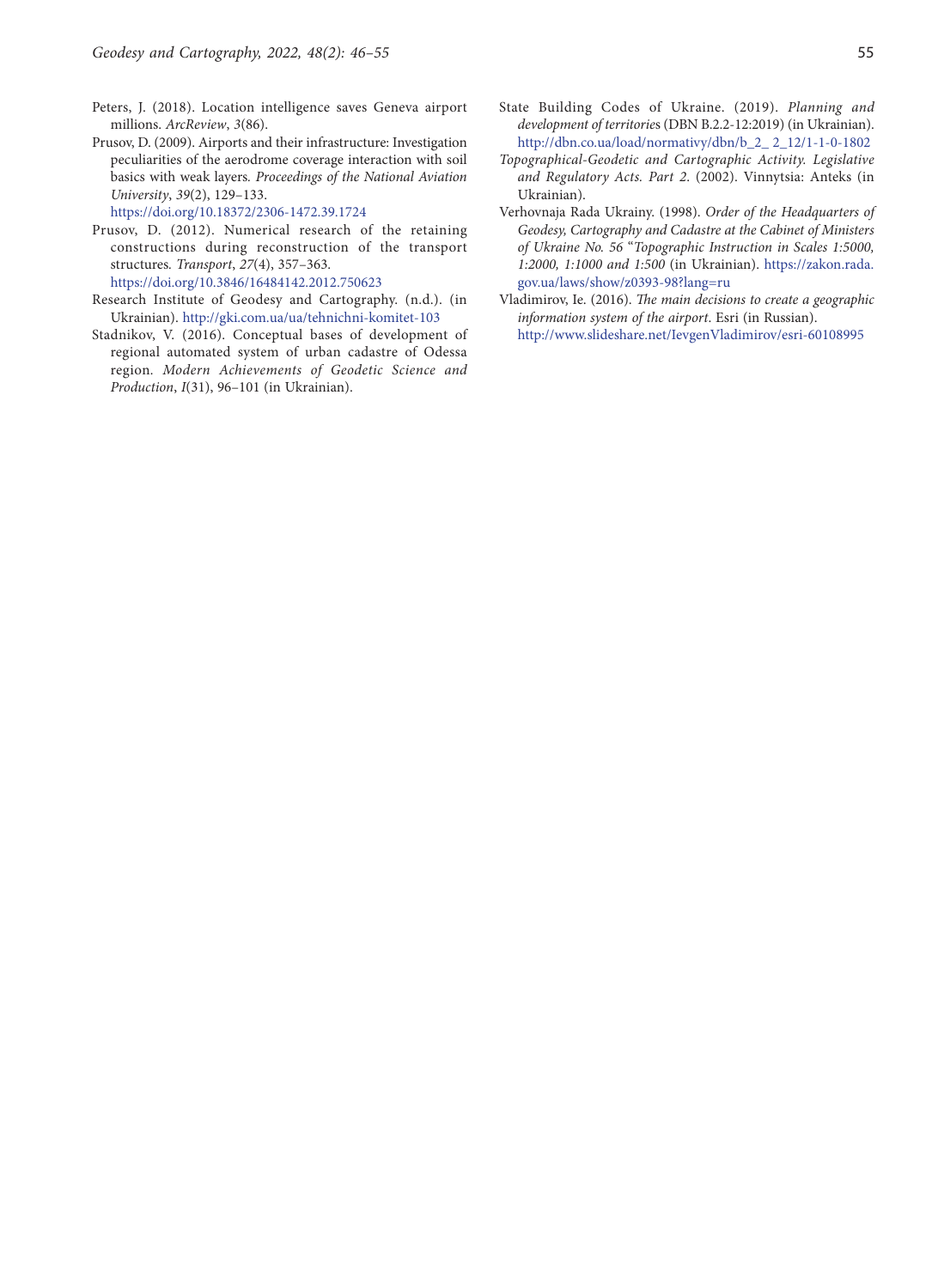Peters, J. (2018). Location intelligence saves Geneva airport millions. *ArcReview*, *3*(86).

Prusov, D. (2009). Airports and their infrastructure: Investigation peculiarities of the aerodrome coverage interaction with soil basics with weak layers. *Proceedings of the National Aviation University*, *39*(2), 129–133. https://doi.org/10.18372/2306-1472.39.1724

Prusov, D. (2012). Numerical research of the retaining constructions during reconstruction of the transport structures. *Transport*, *27*(4), 357–363. https://doi.org/10.3846/16484142.2012.750623

Research Institute of Geodesy and Cartography. (n.d.). (in Ukrainian). http://gki.com.ua/ua/tehnichni-komitet-103

Stadnikov, V. (2016). Conceptual bases of development of regional automated system of urban cadastre of Odessa region. *Modern Achievements of Geodetic Science and Production*, *I*(31), 96–101 (in Ukrainian).

State Building Codes of Ukraine. (2019). *Planning and development of territories* (DBN B.2.2-12:2019) (in Ukrainian). http://dbn.co.ua/load/normativy/dbn/b_2_ 2_12/1-1-0-1802

*Topographical-Geodetic and Cartographic Activity. Legislative and Regulatory Acts. Part 2*. (2002). Vinnytsia: Anteks (in Ukrainian).

Verhovnaja Rada Ukrainy. (1998). *Order of the Headquarters of Geodesy, Cartography and Cadastre at the Cabinet of Ministers of Ukraine No. 56 "Topographic Instruction in Scales 1:5000, 1:2000, 1:1000 and 1:500* (in Ukrainian). https://zakon.rada.gov.ua/laws/show/z0393-98?lang=ru

Vladimirov, Ie. (2016). *The main decisions to create a geographic information system of the airport*. Esri (in Russian). http://www.slideshare.net/IevgenVladimirov/esri-60108995